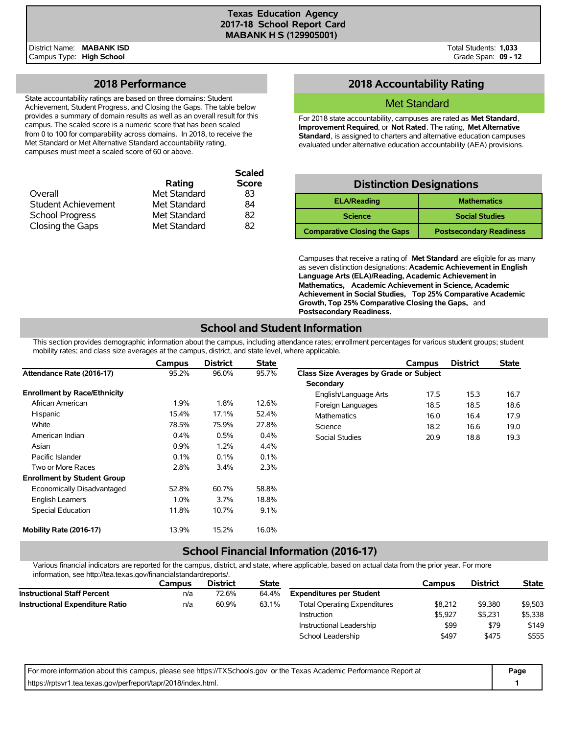# Texas Education Agency
## 2017-18 School Report Card
## MABANK H S (129905001)

District Name: **MABANK ISD**
Campus Type: **High School**

Total Students: **1,033**
Grade Span: **09 - 12**

## 2018 Performance

State accountability ratings are based on three domains: Student Achievement, Student Progress, and Closing the Gaps. The table below provides a summary of domain results as well as an overall result for this campus. The scaled score is a numeric score that has been scaled from 0 to 100 for comparability across domains. In 2018, to receive the Met Standard or Met Alternative Standard accountability rating, campuses must meet a scaled score of 60 or above.

| | Rating | Scaled Score |
|---|---|---|
| Overall | Met Standard | 83 |
| Student Achievement | Met Standard | 84 |
| School Progress | Met Standard | 82 |
| Closing the Gaps | Met Standard | 82 |

## 2018 Accountability Rating

### Met Standard

For 2018 state accountability, campuses are rated as **Met Standard**, **Improvement Required**, or **Not Rated**. The rating, **Met Alternative Standard**, is assigned to charters and alternative education campuses evaluated under alternative education accountability (AEA) provisions.

## Distinction Designations

| | |
|---|---|
| **ELA/Reading** | **Mathematics** |
| **Science** | **Social Studies** |
| **Comparative Closing the Gaps** | **Postsecondary Readiness** |

Campuses that receive a rating of **Met Standard** are eligible for as many as seven distinction designations: **Academic Achievement in English Language Arts (ELA)/Reading, Academic Achievement in Mathematics, Academic Achievement in Science, Academic Achievement in Social Studies, Top 25% Comparative Academic Growth, Top 25% Comparative Closing the Gaps,** and **Postsecondary Readiness.**

## School and Student Information

This section provides demographic information about the campus, including attendance rates; enrollment percentages for various student groups; student mobility rates; and class size averages at the campus, district, and state level, where applicable.

| | Campus | District | State |
|---|---|---|---|
| **Attendance Rate (2016-17)** | 95.2% | 96.0% | 95.7% |
| **Enrollment by Race/Ethnicity** | | | |
| African American | 1.9% | 1.8% | 12.6% |
| Hispanic | 15.4% | 17.1% | 52.4% |
| White | 78.5% | 75.9% | 27.8% |
| American Indian | 0.4% | 0.5% | 0.4% |
| Asian | 0.9% | 1.2% | 4.4% |
| Pacific Islander | 0.1% | 0.1% | 0.1% |
| Two or More Races | 2.8% | 3.4% | 2.3% |
| **Enrollment by Student Group** | | | |
| Economically Disadvantaged | 52.8% | 60.7% | 58.8% |
| English Learners | 1.0% | 3.7% | 18.8% |
| Special Education | 11.8% | 10.7% | 9.1% |
| **Mobility Rate (2016-17)** | 13.9% | 15.2% | 16.0% |

| | Campus | District | State |
|---|---|---|---|
| **Class Size Averages by Grade or Subject** | | | |
| **Secondary** | | | |
| English/Language Arts | 17.5 | 15.3 | 16.7 |
| Foreign Languages | 18.5 | 18.5 | 18.6 |
| Mathematics | 16.0 | 16.4 | 17.9 |
| Science | 18.2 | 16.6 | 19.0 |
| Social Studies | 20.9 | 18.8 | 19.3 |

## School Financial Information (2016-17)

Various financial indicators are reported for the campus, district, and state, where applicable, based on actual data from the prior year. For more information, see http://tea.texas.gov/financialstandardreports/.

| | Campus | District | State |
|---|---|---|---|
| **Instructional Staff Percent** | n/a | 72.6% | 64.4% |
| **Instructional Expenditure Ratio** | n/a | 60.9% | 63.1% |

| | Campus | District | State |
|---|---|---|---|
| **Expenditures per Student** | | | |
| Total Operating Expenditures | $8,212 | $9,380 | $9,503 |
| Instruction | $5,927 | $5,231 | $5,338 |
| Instructional Leadership | $99 | $79 | $149 |
| School Leadership | $497 | $475 | $555 |

For more information about this campus, please see https://TXSchools.gov or the Texas Academic Performance Report at https://rptsvr1.tea.texas.gov/perfreport/tapr/2018/index.html.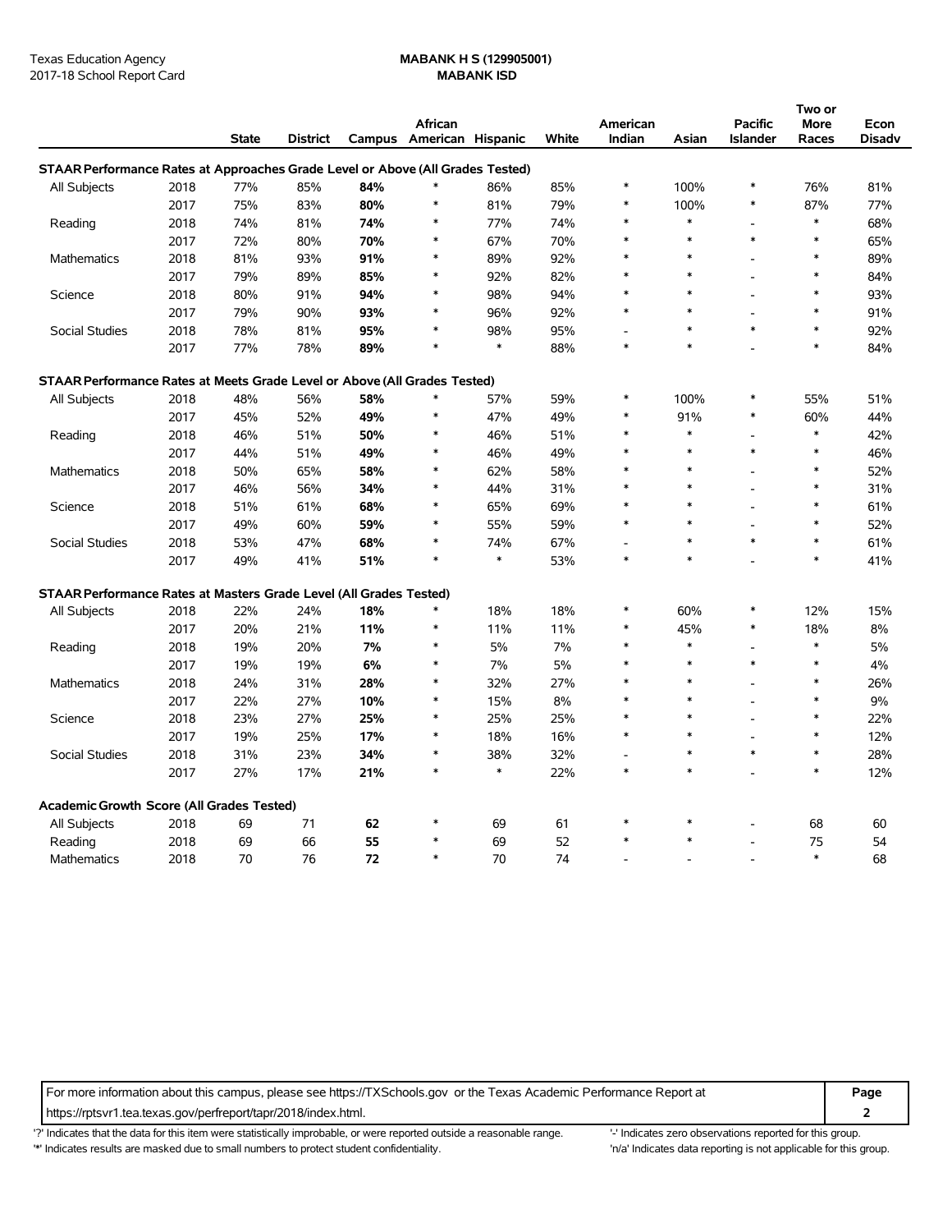Texas Education Agency
2017-18 School Report Card

**MABANK H S (129905001)**
**MABANK ISD**

| | | State | District | Campus | African American | Hispanic | White | American Indian | Asian | Pacific Islander | Two or More Races | Econ Disadv |
|---|---|---|---|---|---|---|---|---|---|---|---|---|
| **STAAR Performance Rates at Approaches Grade Level or Above (All Grades Tested)** | | | | | | | | | | | | |
| All Subjects | 2018 | 77% | 85% | **84%** | * | 86% | 85% | * | 100% | * | 76% | 81% |
| | 2017 | 75% | 83% | **80%** | * | 81% | 79% | * | 100% | * | 87% | 77% |
| Reading | 2018 | 74% | 81% | **74%** | * | 77% | 74% | * | * | - | * | 68% |
| | 2017 | 72% | 80% | **70%** | * | 67% | 70% | * | * | * | * | 65% |
| Mathematics | 2018 | 81% | 93% | **91%** | * | 89% | 92% | * | * | - | * | 89% |
| | 2017 | 79% | 89% | **85%** | * | 92% | 82% | * | * | - | * | 84% |
| Science | 2018 | 80% | 91% | **94%** | * | 98% | 94% | * | * | - | * | 93% |
| | 2017 | 79% | 90% | **93%** | * | 96% | 92% | * | * | - | * | 91% |
| Social Studies | 2018 | 78% | 81% | **95%** | * | 98% | 95% | - | * | * | * | 92% |
| | 2017 | 77% | 78% | **89%** | * | * | 88% | * | * | - | * | 84% |
| **STAAR Performance Rates at Meets Grade Level or Above (All Grades Tested)** | | | | | | | | | | | | |
| All Subjects | 2018 | 48% | 56% | **58%** | * | 57% | 59% | * | 100% | * | 55% | 51% |
| | 2017 | 45% | 52% | **49%** | * | 47% | 49% | * | 91% | * | 60% | 44% |
| Reading | 2018 | 46% | 51% | **50%** | * | 46% | 51% | * | * | - | * | 42% |
| | 2017 | 44% | 51% | **49%** | * | 46% | 49% | * | * | * | * | 46% |
| Mathematics | 2018 | 50% | 65% | **58%** | * | 62% | 58% | * | * | - | * | 52% |
| | 2017 | 46% | 56% | **34%** | * | 44% | 31% | * | * | - | * | 31% |
| Science | 2018 | 51% | 61% | **68%** | * | 65% | 69% | * | * | - | * | 61% |
| | 2017 | 49% | 60% | **59%** | * | 55% | 59% | * | * | - | * | 52% |
| Social Studies | 2018 | 53% | 47% | **68%** | * | 74% | 67% | - | * | * | * | 61% |
| | 2017 | 49% | 41% | **51%** | * | * | 53% | * | * | - | * | 41% |
| **STAAR Performance Rates at Masters Grade Level (All Grades Tested)** | | | | | | | | | | | | |
| All Subjects | 2018 | 22% | 24% | **18%** | * | 18% | 18% | * | 60% | * | 12% | 15% |
| | 2017 | 20% | 21% | **11%** | * | 11% | 11% | * | 45% | * | 18% | 8% |
| Reading | 2018 | 19% | 20% | **7%** | * | 5% | 7% | * | * | - | * | 5% |
| | 2017 | 19% | 19% | **6%** | * | 7% | 5% | * | * | * | * | 4% |
| Mathematics | 2018 | 24% | 31% | **28%** | * | 32% | 27% | * | * | - | * | 26% |
| | 2017 | 22% | 27% | **10%** | * | 15% | 8% | * | * | - | * | 9% |
| Science | 2018 | 23% | 27% | **25%** | * | 25% | 25% | * | * | - | * | 22% |
| | 2017 | 19% | 25% | **17%** | * | 18% | 16% | * | * | - | * | 12% |
| Social Studies | 2018 | 31% | 23% | **34%** | * | 38% | 32% | - | * | * | * | 28% |
| | 2017 | 27% | 17% | **21%** | * | * | 22% | * | * | - | * | 12% |
| **Academic Growth Score (All Grades Tested)** | | | | | | | | | | | | |
| All Subjects | 2018 | 69 | 71 | **62** | * | 69 | 61 | * | * | - | 68 | 60 |
| Reading | 2018 | 69 | 66 | **55** | * | 69 | 52 | * | * | - | 75 | 54 |
| Mathematics | 2018 | 70 | 76 | **72** | * | 70 | 74 | - | - | - | * | 68 |

For more information about this campus, please see https://TXSchools.gov or the Texas Academic Performance Report at https://rptsvr1.tea.texas.gov/perfreport/tapr/2018/index.html.

'?' Indicates that the data for this item were statistically improbable, or were reported outside a reasonable range.
'*' Indicates results are masked due to small numbers to protect student confidentiality.
'-' Indicates zero observations reported for this group.
'n/a' Indicates data reporting is not applicable for this group.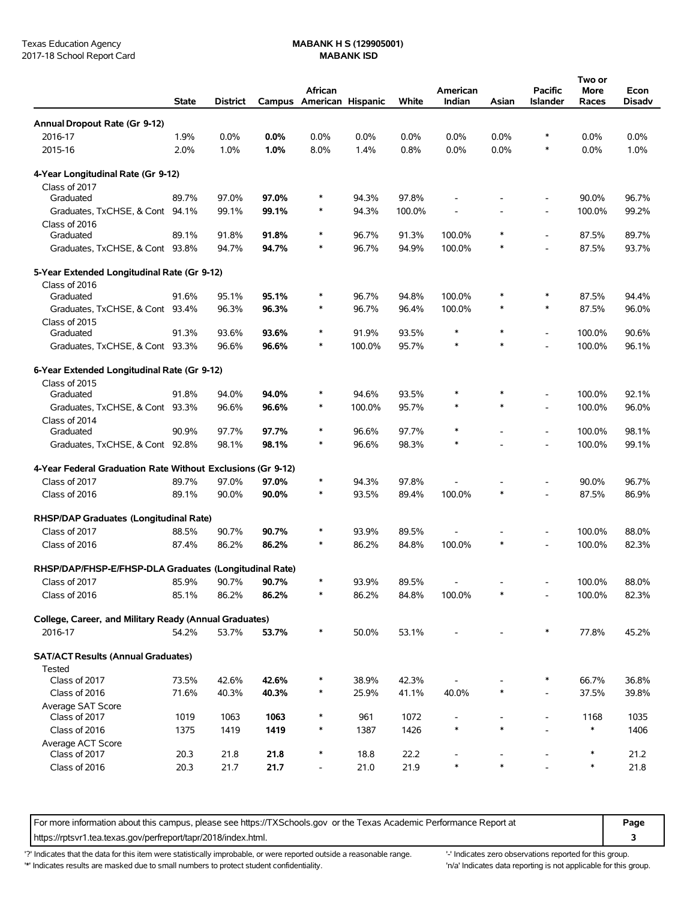Texas Education Agency
2017-18 School Report Card

**MABANK H S (129905001)**
**MABANK ISD**

| | State | District | Campus | African American | Hispanic | White | American Indian | Asian | Pacific Islander | Two or More Races | Econ Disadv |
|---|---|---|---|---|---|---|---|---|---|---|---|
| **Annual Dropout Rate (Gr 9-12)** | | | | | | | | | | | |
| 2016-17 | 1.9% | 0.0% | **0.0%** | 0.0% | 0.0% | 0.0% | 0.0% | 0.0% | * | 0.0% | 0.0% |
| 2015-16 | 2.0% | 1.0% | **1.0%** | 8.0% | 1.4% | 0.8% | 0.0% | 0.0% | * | 0.0% | 1.0% |
| **4-Year Longitudinal Rate (Gr 9-12)** | | | | | | | | | | | |
| Class of 2017 | | | | | | | | | | | |
| Graduated | 89.7% | 97.0% | **97.0%** | * | 94.3% | 97.8% | - | - | - | 90.0% | 96.7% |
| Graduates, TxCHSE, & Cont | 94.1% | 99.1% | **99.1%** | * | 94.3% | 100.0% | - | - | - | 100.0% | 99.2% |
| Class of 2016 | | | | | | | | | | | |
| Graduated | 89.1% | 91.8% | **91.8%** | * | 96.7% | 91.3% | 100.0% | * | - | 87.5% | 89.7% |
| Graduates, TxCHSE, & Cont | 93.8% | 94.7% | **94.7%** | * | 96.7% | 94.9% | 100.0% | * | - | 87.5% | 93.7% |
| **5-Year Extended Longitudinal Rate (Gr 9-12)** | | | | | | | | | | | |
| Class of 2016 | | | | | | | | | | | |
| Graduated | 91.6% | 95.1% | **95.1%** | * | 96.7% | 94.8% | 100.0% | * | * | 87.5% | 94.4% |
| Graduates, TxCHSE, & Cont | 93.4% | 96.3% | **96.3%** | * | 96.7% | 96.4% | 100.0% | * | * | 87.5% | 96.0% |
| Class of 2015 | | | | | | | | | | | |
| Graduated | 91.3% | 93.6% | **93.6%** | * | 91.9% | 93.5% | * | * | - | 100.0% | 90.6% |
| Graduates, TxCHSE, & Cont | 93.3% | 96.6% | **96.6%** | * | 100.0% | 95.7% | * | * | - | 100.0% | 96.1% |
| **6-Year Extended Longitudinal Rate (Gr 9-12)** | | | | | | | | | | | |
| Class of 2015 | | | | | | | | | | | |
| Graduated | 91.8% | 94.0% | **94.0%** | * | 94.6% | 93.5% | * | * | - | 100.0% | 92.1% |
| Graduates, TxCHSE, & Cont | 93.3% | 96.6% | **96.6%** | * | 100.0% | 95.7% | * | * | - | 100.0% | 96.0% |
| Class of 2014 | | | | | | | | | | | |
| Graduated | 90.9% | 97.7% | **97.7%** | * | 96.6% | 97.7% | * | - | - | 100.0% | 98.1% |
| Graduates, TxCHSE, & Cont | 92.8% | 98.1% | **98.1%** | * | 96.6% | 98.3% | * | - | - | 100.0% | 99.1% |
| **4-Year Federal Graduation Rate Without Exclusions (Gr 9-12)** | | | | | | | | | | | |
| Class of 2017 | 89.7% | 97.0% | **97.0%** | * | 94.3% | 97.8% | - | - | - | 90.0% | 96.7% |
| Class of 2016 | 89.1% | 90.0% | **90.0%** | * | 93.5% | 89.4% | 100.0% | * | - | 87.5% | 86.9% |
| **RHSP/DAP Graduates (Longitudinal Rate)** | | | | | | | | | | | |
| Class of 2017 | 88.5% | 90.7% | **90.7%** | * | 93.9% | 89.5% | - | - | - | 100.0% | 88.0% |
| Class of 2016 | 87.4% | 86.2% | **86.2%** | * | 86.2% | 84.8% | 100.0% | * | - | 100.0% | 82.3% |
| **RHSP/DAP/FHSP-E/FHSP-DLA Graduates (Longitudinal Rate)** | | | | | | | | | | | |
| Class of 2017 | 85.9% | 90.7% | **90.7%** | * | 93.9% | 89.5% | - | - | - | 100.0% | 88.0% |
| Class of 2016 | 85.1% | 86.2% | **86.2%** | * | 86.2% | 84.8% | 100.0% | * | - | 100.0% | 82.3% |
| **College, Career, and Military Ready (Annual Graduates)** | | | | | | | | | | | |
| 2016-17 | 54.2% | 53.7% | **53.7%** | * | 50.0% | 53.1% | - | - | * | 77.8% | 45.2% |
| **SAT/ACT Results (Annual Graduates)** | | | | | | | | | | | |
| Tested | | | | | | | | | | | |
| Class of 2017 | 73.5% | 42.6% | **42.6%** | * | 38.9% | 42.3% | - | - | * | 66.7% | 36.8% |
| Class of 2016 | 71.6% | 40.3% | **40.3%** | * | 25.9% | 41.1% | 40.0% | * | - | 37.5% | 39.8% |
| Average SAT Score | | | | | | | | | | | |
| Class of 2017 | 1019 | 1063 | **1063** | * | 961 | 1072 | - | - | - | 1168 | 1035 |
| Class of 2016 | 1375 | 1419 | **1419** | * | 1387 | 1426 | * | * | - | * | 1406 |
| Average ACT Score | | | | | | | | | | | |
| Class of 2017 | 20.3 | 21.8 | **21.8** | * | 18.8 | 22.2 | - | - | - | * | 21.2 |
| Class of 2016 | 20.3 | 21.7 | **21.7** | - | 21.0 | 21.9 | * | * | - | * | 21.8 |

For more information about this campus, please see https://TXSchools.gov or the Texas Academic Performance Report at https://rptsvr1.tea.texas.gov/perfreport/tapr/2018/index.html.

'?' Indicates that the data for this item were statistically improbable, or were reported outside a reasonable range.
'*' Indicates results are masked due to small numbers to protect student confidentiality.
'-' Indicates zero observations reported for this group.
'n/a' Indicates data reporting is not applicable for this group.